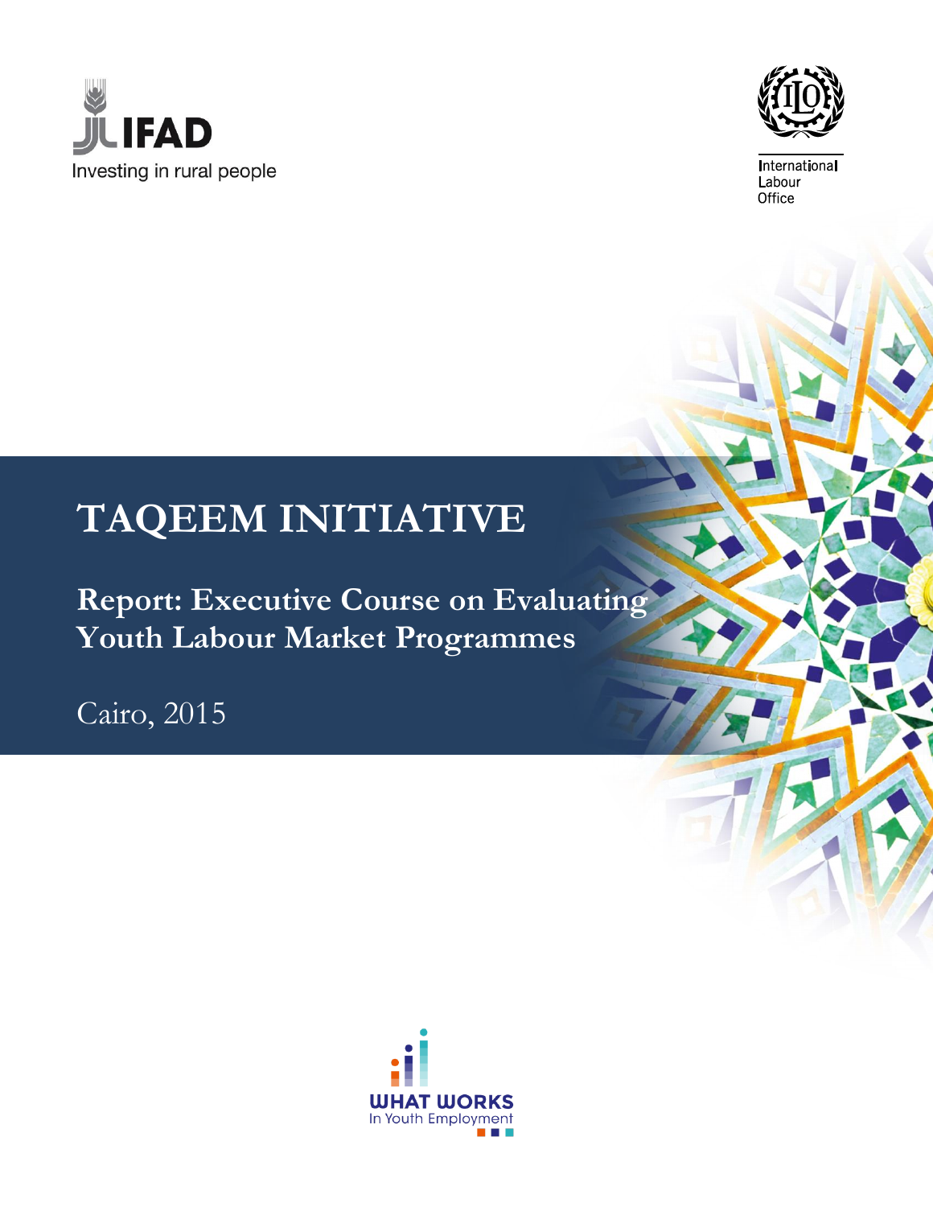IFAD

Investing in rural people

International Labour Office

# TAQEEM INITIATIVE

## Report: Executive Course on Evaluating Youth Labour Market Programmes

Cairo, 2015

WHAT WORKS In Youth Employment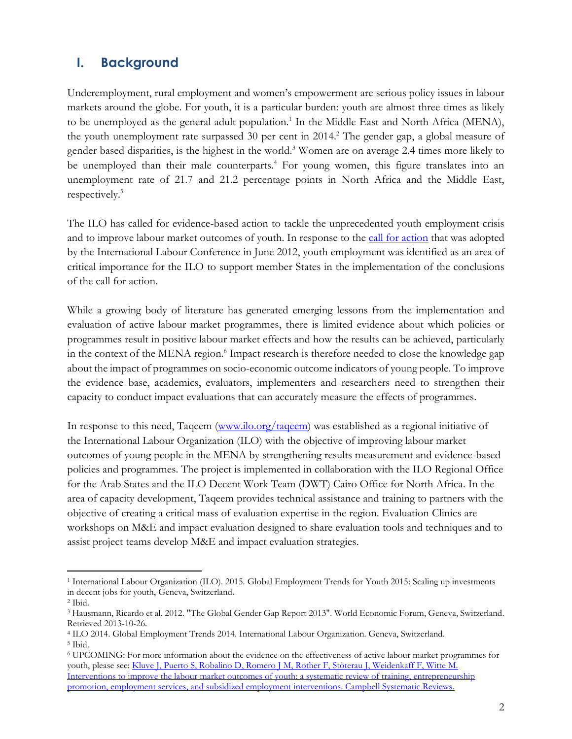## I. Background

Underemployment, rural employment and women's empowerment are serious policy issues in labour markets around the globe. For youth, it is a particular burden: youth are almost three times as likely to be unemployed as the general adult population.[1] In the Middle East and North Africa (MENA), the youth unemployment rate surpassed 30 per cent in 2014.[2] The gender gap, a global measure of gender based disparities, is the highest in the world.[3] Women are on average 2.4 times more likely to be unemployed than their male counterparts.[4] For young women, this figure translates into an unemployment rate of 21.7 and 21.2 percentage points in North Africa and the Middle East, respectively.[5]

The ILO has called for evidence-based action to tackle the unprecedented youth employment crisis and to improve labour market outcomes of youth. In response to the [call for action] that was adopted by the International Labour Conference in June 2012, youth employment was identified as an area of critical importance for the ILO to support member States in the implementation of the conclusions of the call for action.

While a growing body of literature has generated emerging lessons from the implementation and evaluation of active labour market programmes, there is limited evidence about which policies or programmes result in positive labour market effects and how the results can be achieved, particularly in the context of the MENA region.[6] Impact research is therefore needed to close the knowledge gap about the impact of programmes on socio-economic outcome indicators of young people. To improve the evidence base, academics, evaluators, implementers and researchers need to strengthen their capacity to conduct impact evaluations that can accurately measure the effects of programmes.

In response to this need, Taqeem (www.ilo.org/taqeem) was established as a regional initiative of the International Labour Organization (ILO) with the objective of improving labour market outcomes of young people in the MENA by strengthening results measurement and evidence-based policies and programmes. The project is implemented in collaboration with the ILO Regional Office for the Arab States and the ILO Decent Work Team (DWT) Cairo Office for North Africa. In the area of capacity development, Taqeem provides technical assistance and training to partners with the objective of creating a critical mass of evaluation expertise in the region. Evaluation Clinics are workshops on M&E and impact evaluation designed to share evaluation tools and techniques and to assist project teams develop M&E and impact evaluation strategies.

---

[1] International Labour Organization (ILO). 2015. Global Employment Trends for Youth 2015: Scaling up investments in decent jobs for youth, Geneva, Switzerland.

[2] Ibid.

[3] Hausmann, Ricardo et al. 2012. "The Global Gender Gap Report 2013". World Economic Forum, Geneva, Switzerland. Retrieved 2013-10-26.

[4] ILO 2014. Global Employment Trends 2014. International Labour Organization. Geneva, Switzerland.

[5] Ibid.

[6] UPCOMING: For more information about the evidence on the effectiveness of active labour market programmes for youth, please see: Kluve J, Puerto S, Robalino D, Romero J M, Rother F, Stöterau J, Weidenkaff F, Witte M. Interventions to improve the labour market outcomes of youth: a systematic review of training, entrepreneurship promotion, employment services, and subsidized employment interventions. Campbell Systematic Reviews.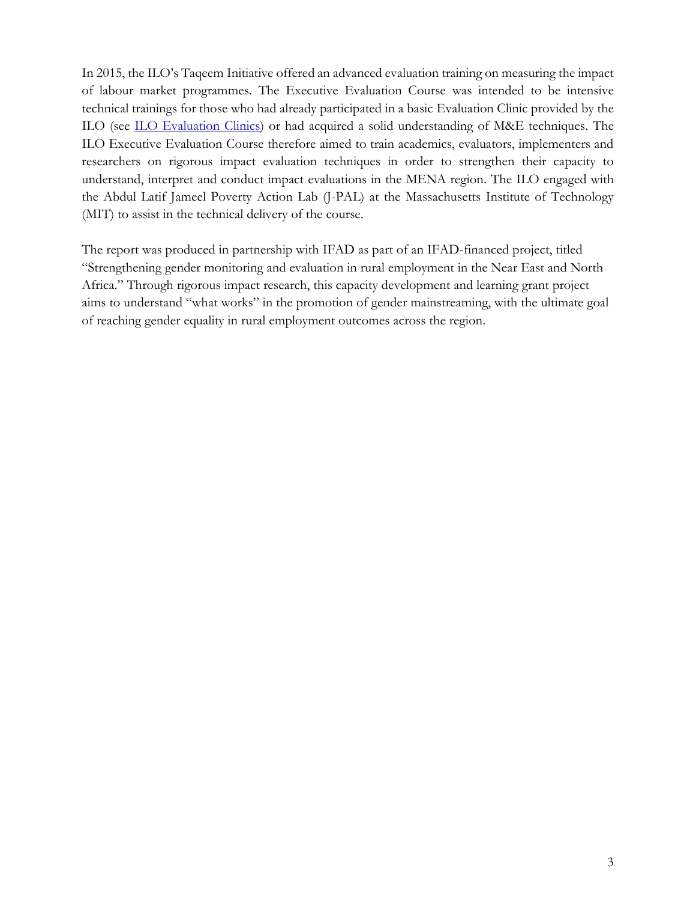In 2015, the ILO's Taqeem Initiative offered an advanced evaluation training on measuring the impact of labour market programmes. The Executive Evaluation Course was intended to be intensive technical trainings for those who had already participated in a basic Evaluation Clinic provided by the ILO (see [ILO Evaluation Clinics]) or had acquired a solid understanding of M&E techniques. The ILO Executive Evaluation Course therefore aimed to train academics, evaluators, implementers and researchers on rigorous impact evaluation techniques in order to strengthen their capacity to understand, interpret and conduct impact evaluations in the MENA region. The ILO engaged with the Abdul Latif Jameel Poverty Action Lab (J-PAL) at the Massachusetts Institute of Technology (MIT) to assist in the technical delivery of the course.

The report was produced in partnership with IFAD as part of an IFAD-financed project, titled "Strengthening gender monitoring and evaluation in rural employment in the Near East and North Africa." Through rigorous impact research, this capacity development and learning grant project aims to understand "what works" in the promotion of gender mainstreaming, with the ultimate goal of reaching gender equality in rural employment outcomes across the region.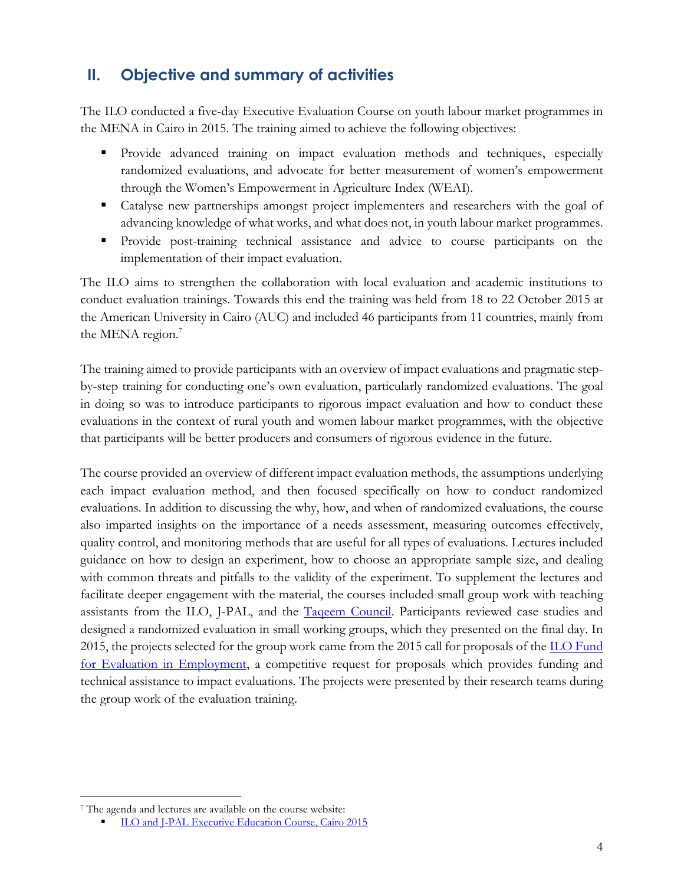## II. Objective and summary of activities

The ILO conducted a five-day Executive Evaluation Course on youth labour market programmes in the MENA in Cairo in 2015. The training aimed to achieve the following objectives:

- Provide advanced training on impact evaluation methods and techniques, especially randomized evaluations, and advocate for better measurement of women's empowerment through the Women's Empowerment in Agriculture Index (WEAI).
- Catalyse new partnerships amongst project implementers and researchers with the goal of advancing knowledge of what works, and what does not, in youth labour market programmes.
- Provide post-training technical assistance and advice to course participants on the implementation of their impact evaluation.

The ILO aims to strengthen the collaboration with local evaluation and academic institutions to conduct evaluation trainings. Towards this end the training was held from 18 to 22 October 2015 at the American University in Cairo (AUC) and included 46 participants from 11 countries, mainly from the MENA region.[7]

The training aimed to provide participants with an overview of impact evaluations and pragmatic step-by-step training for conducting one's own evaluation, particularly randomized evaluations. The goal in doing so was to introduce participants to rigorous impact evaluation and how to conduct these evaluations in the context of rural youth and women labour market programmes, with the objective that participants will be better producers and consumers of rigorous evidence in the future.

The course provided an overview of different impact evaluation methods, the assumptions underlying each impact evaluation method, and then focused specifically on how to conduct randomized evaluations. In addition to discussing the why, how, and when of randomized evaluations, the course also imparted insights on the importance of a needs assessment, measuring outcomes effectively, quality control, and monitoring methods that are useful for all types of evaluations. Lectures included guidance on how to design an experiment, how to choose an appropriate sample size, and dealing with common threats and pitfalls to the validity of the experiment. To supplement the lectures and facilitate deeper engagement with the material, the courses included small group work with teaching assistants from the ILO, J-PAL, and the Taqeem Council. Participants reviewed case studies and designed a randomized evaluation in small working groups, which they presented on the final day. In 2015, the projects selected for the group work came from the 2015 call for proposals of the ILO Fund for Evaluation in Employment, a competitive request for proposals which provides funding and technical assistance to impact evaluations. The projects were presented by their research teams during the group work of the evaluation training.

---

[7] The agenda and lectures are available on the course website:

- ILO and J-PAL Executive Education Course, Cairo 2015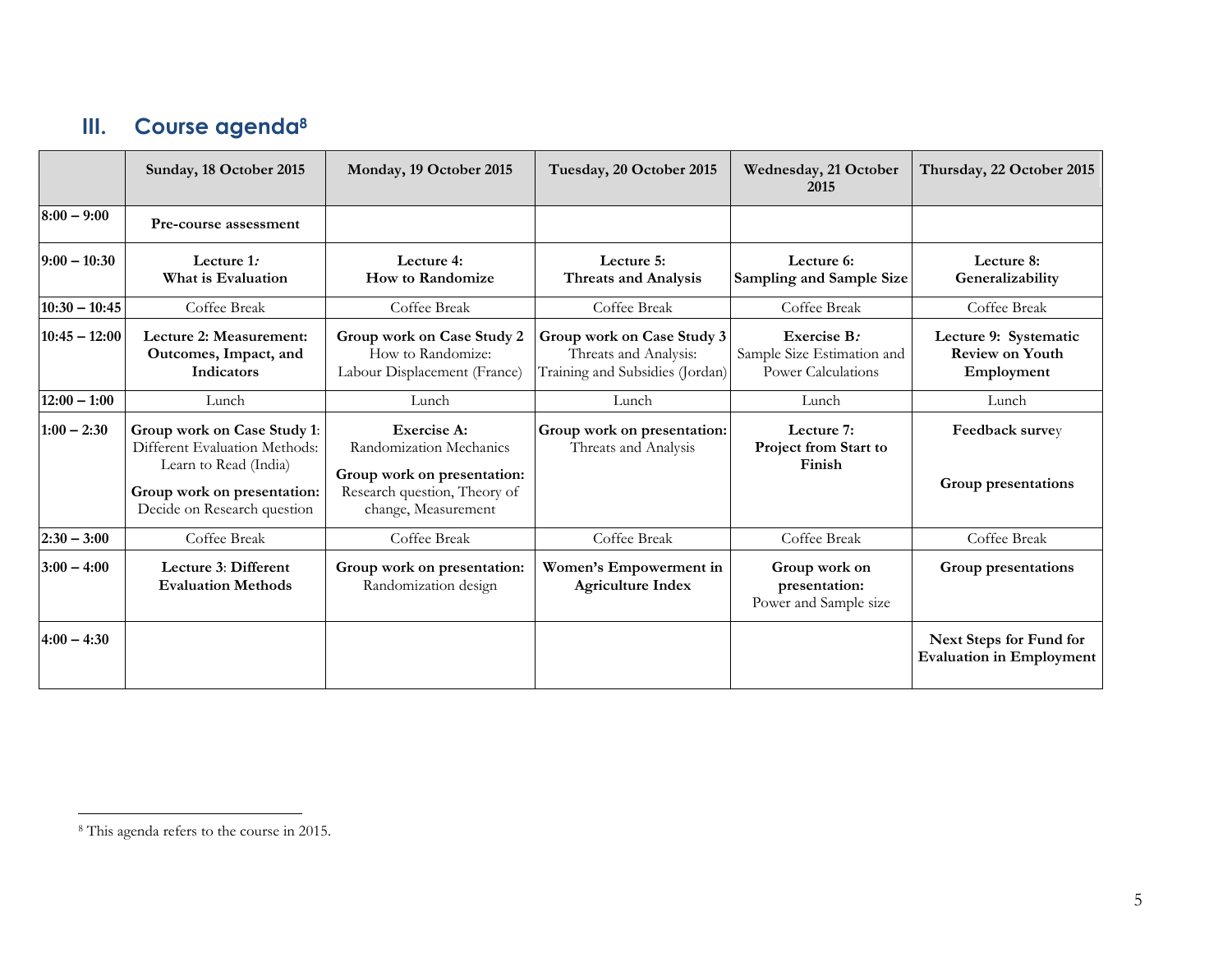## III. Course agenda[8]

| | Sunday, 18 October 2015 | Monday, 19 October 2015 | Tuesday, 20 October 2015 | Wednesday, 21 October 2015 | Thursday, 22 October 2015 |
|---|---|---|---|---|---|
| 8:00 – 9:00 | **Pre-course assessment** | | | | |
| 9:00 – 10:30 | **Lecture 1:** **What is Evaluation** | **Lecture 4:** **How to Randomize** | **Lecture 5:** **Threats and Analysis** | **Lecture 6:** **Sampling and Sample Size** | **Lecture 8:** **Generalizability** |
| 10:30 – 10:45 | Coffee Break | Coffee Break | Coffee Break | Coffee Break | Coffee Break |
| 10:45 – 12:00 | **Lecture 2: Measurement: Outcomes, Impact, and Indicators** | **Group work on Case Study 2** How to Randomize: Labour Displacement (France) | **Group work on Case Study 3** Threats and Analysis: Training and Subsidies (Jordan) | **Exercise B:** Sample Size Estimation and Power Calculations | **Lecture 9: Systematic Review on Youth Employment** |
| 12:00 – 1:00 | Lunch | Lunch | Lunch | Lunch | Lunch |
| 1:00 – 2:30 | **Group work on Case Study 1**: Different Evaluation Methods: Learn to Read (India) **Group work on presentation:** Decide on Research question | **Exercise A:** Randomization Mechanics **Group work on presentation:** Research question, Theory of change, Measurement | **Group work on presentation:** Threats and Analysis | **Lecture 7:** **Project from Start to Finish** | **Feedback survey** **Group presentations** |
| 2:30 – 3:00 | Coffee Break | Coffee Break | Coffee Break | Coffee Break | Coffee Break |
| 3:00 – 4:00 | **Lecture 3**: **Different Evaluation Methods** | **Group work on presentation:** Randomization design | **Women's Empowerment in Agriculture Index** | **Group work on presentation:** Power and Sample size | **Group presentations** |
| 4:00 – 4:30 | | | | | **Next Steps for Fund for Evaluation in Employment** |

[8] This agenda refers to the course in 2015.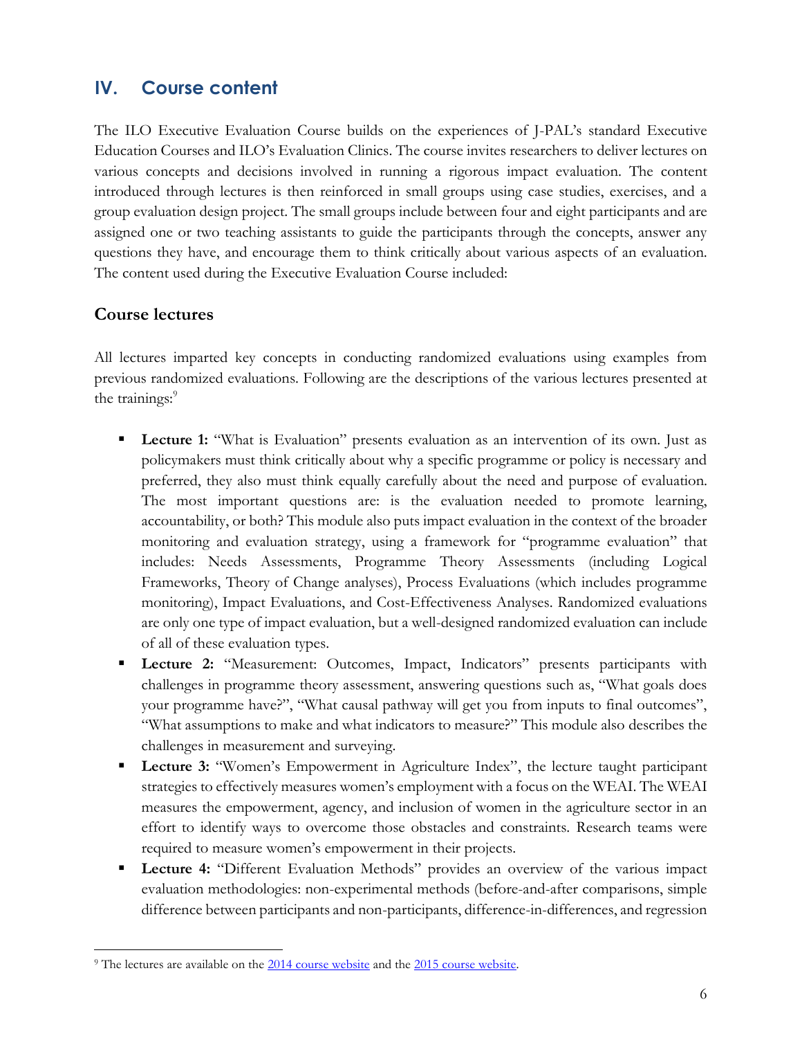## IV. Course content

The ILO Executive Evaluation Course builds on the experiences of J-PAL's standard Executive Education Courses and ILO's Evaluation Clinics. The course invites researchers to deliver lectures on various concepts and decisions involved in running a rigorous impact evaluation. The content introduced through lectures is then reinforced in small groups using case studies, exercises, and a group evaluation design project. The small groups include between four and eight participants and are assigned one or two teaching assistants to guide the participants through the concepts, answer any questions they have, and encourage them to think critically about various aspects of an evaluation. The content used during the Executive Evaluation Course included:

### Course lectures

All lectures imparted key concepts in conducting randomized evaluations using examples from previous randomized evaluations. Following are the descriptions of the various lectures presented at the trainings:[9]

- **Lecture 1:** "What is Evaluation" presents evaluation as an intervention of its own. Just as policymakers must think critically about why a specific programme or policy is necessary and preferred, they also must think equally carefully about the need and purpose of evaluation. The most important questions are: is the evaluation needed to promote learning, accountability, or both? This module also puts impact evaluation in the context of the broader monitoring and evaluation strategy, using a framework for "programme evaluation" that includes: Needs Assessments, Programme Theory Assessments (including Logical Frameworks, Theory of Change analyses), Process Evaluations (which includes programme monitoring), Impact Evaluations, and Cost-Effectiveness Analyses. Randomized evaluations are only one type of impact evaluation, but a well-designed randomized evaluation can include of all of these evaluation types.
- **Lecture 2:** "Measurement: Outcomes, Impact, Indicators" presents participants with challenges in programme theory assessment, answering questions such as, "What goals does your programme have?", "What causal pathway will get you from inputs to final outcomes", "What assumptions to make and what indicators to measure?" This module also describes the challenges in measurement and surveying.
- **Lecture 3:** "Women's Empowerment in Agriculture Index", the lecture taught participant strategies to effectively measures women's employment with a focus on the WEAI. The WEAI measures the empowerment, agency, and inclusion of women in the agriculture sector in an effort to identify ways to overcome those obstacles and constraints. Research teams were required to measure women's empowerment in their projects.
- **Lecture 4:** "Different Evaluation Methods" provides an overview of the various impact evaluation methodologies: non-experimental methods (before-and-after comparisons, simple difference between participants and non-participants, difference-in-differences, and regression

[9] The lectures are available on the 2014 course website and the 2015 course website.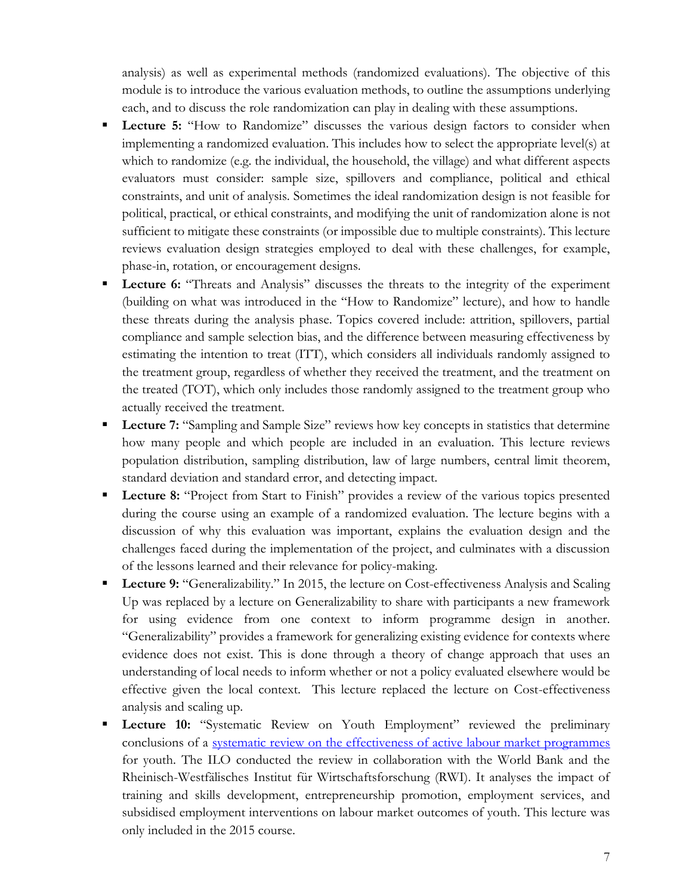analysis) as well as experimental methods (randomized evaluations). The objective of this module is to introduce the various evaluation methods, to outline the assumptions underlying each, and to discuss the role randomization can play in dealing with these assumptions.

- **Lecture 5:** "How to Randomize" discusses the various design factors to consider when implementing a randomized evaluation. This includes how to select the appropriate level(s) at which to randomize (e.g. the individual, the household, the village) and what different aspects evaluators must consider: sample size, spillovers and compliance, political and ethical constraints, and unit of analysis. Sometimes the ideal randomization design is not feasible for political, practical, or ethical constraints, and modifying the unit of randomization alone is not sufficient to mitigate these constraints (or impossible due to multiple constraints). This lecture reviews evaluation design strategies employed to deal with these challenges, for example, phase-in, rotation, or encouragement designs.
- **Lecture 6:** "Threats and Analysis" discusses the threats to the integrity of the experiment (building on what was introduced in the "How to Randomize" lecture), and how to handle these threats during the analysis phase. Topics covered include: attrition, spillovers, partial compliance and sample selection bias, and the difference between measuring effectiveness by estimating the intention to treat (ITT), which considers all individuals randomly assigned to the treatment group, regardless of whether they received the treatment, and the treatment on the treated (TOT), which only includes those randomly assigned to the treatment group who actually received the treatment.
- **Lecture 7:** "Sampling and Sample Size" reviews how key concepts in statistics that determine how many people and which people are included in an evaluation. This lecture reviews population distribution, sampling distribution, law of large numbers, central limit theorem, standard deviation and standard error, and detecting impact.
- **Lecture 8:** "Project from Start to Finish" provides a review of the various topics presented during the course using an example of a randomized evaluation. The lecture begins with a discussion of why this evaluation was important, explains the evaluation design and the challenges faced during the implementation of the project, and culminates with a discussion of the lessons learned and their relevance for policy-making.
- **Lecture 9:** "Generalizability." In 2015, the lecture on Cost-effectiveness Analysis and Scaling Up was replaced by a lecture on Generalizability to share with participants a new framework for using evidence from one context to inform programme design in another. "Generalizability" provides a framework for generalizing existing evidence for contexts where evidence does not exist. This is done through a theory of change approach that uses an understanding of local needs to inform whether or not a policy evaluated elsewhere would be effective given the local context. This lecture replaced the lecture on Cost-effectiveness analysis and scaling up.
- **Lecture 10:** "Systematic Review on Youth Employment" reviewed the preliminary conclusions of a systematic review on the effectiveness of active labour market programmes for youth. The ILO conducted the review in collaboration with the World Bank and the Rheinisch-Westfälisches Institut für Wirtschaftsforschung (RWI). It analyses the impact of training and skills development, entrepreneurship promotion, employment services, and subsidised employment interventions on labour market outcomes of youth. This lecture was only included in the 2015 course.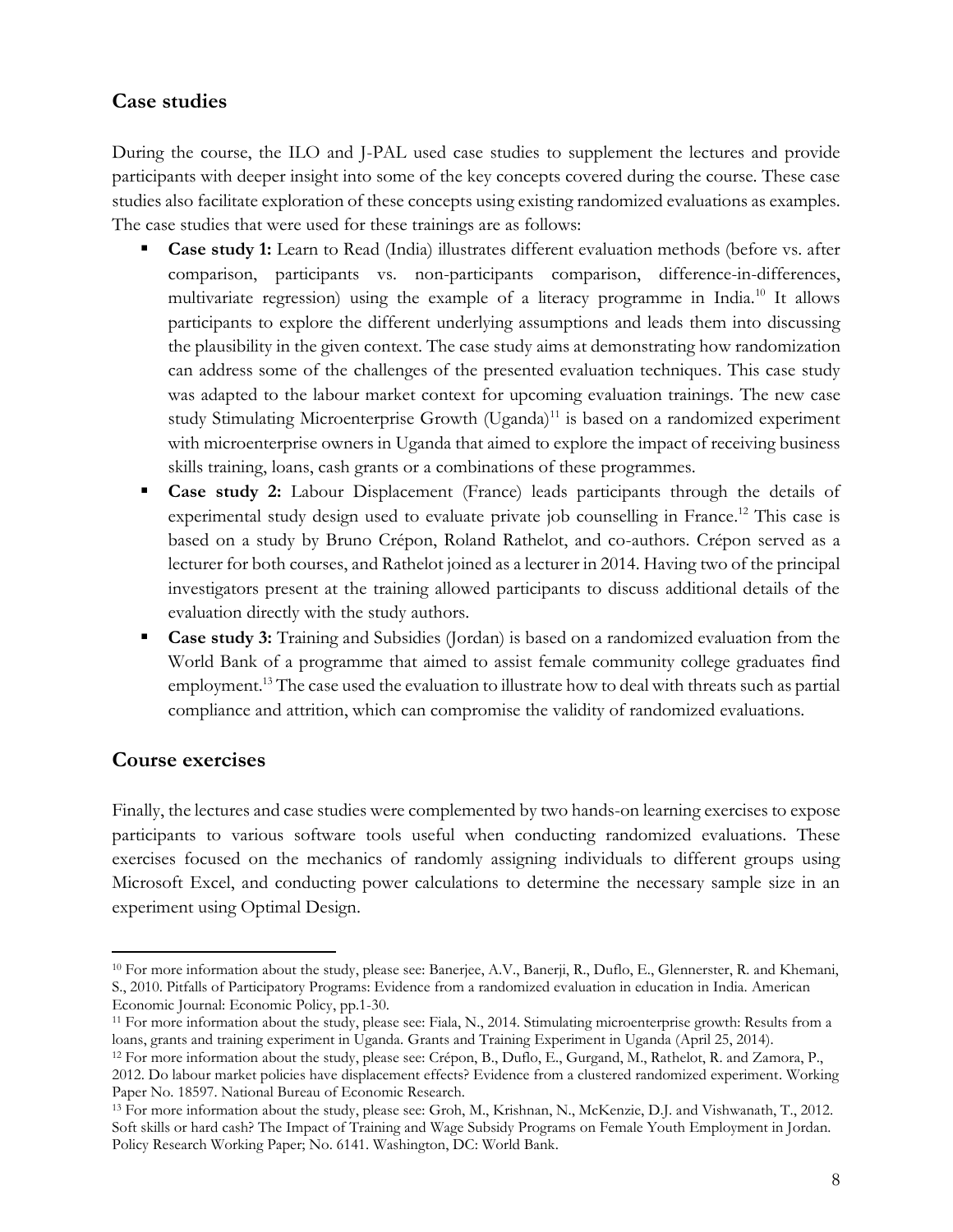## Case studies

During the course, the ILO and J-PAL used case studies to supplement the lectures and provide participants with deeper insight into some of the key concepts covered during the course. These case studies also facilitate exploration of these concepts using existing randomized evaluations as examples. The case studies that were used for these trainings are as follows:

- **Case study 1:** Learn to Read (India) illustrates different evaluation methods (before vs. after comparison, participants vs. non-participants comparison, difference-in-differences, multivariate regression) using the example of a literacy programme in India.[10] It allows participants to explore the different underlying assumptions and leads them into discussing the plausibility in the given context. The case study aims at demonstrating how randomization can address some of the challenges of the presented evaluation techniques. This case study was adapted to the labour market context for upcoming evaluation trainings. The new case study Stimulating Microenterprise Growth (Uganda)[11] is based on a randomized experiment with microenterprise owners in Uganda that aimed to explore the impact of receiving business skills training, loans, cash grants or a combinations of these programmes.
- **Case study 2:** Labour Displacement (France) leads participants through the details of experimental study design used to evaluate private job counselling in France.[12] This case is based on a study by Bruno Crépon, Roland Rathelot, and co-authors. Crépon served as a lecturer for both courses, and Rathelot joined as a lecturer in 2014. Having two of the principal investigators present at the training allowed participants to discuss additional details of the evaluation directly with the study authors.
- **Case study 3:** Training and Subsidies (Jordan) is based on a randomized evaluation from the World Bank of a programme that aimed to assist female community college graduates find employment.[13] The case used the evaluation to illustrate how to deal with threats such as partial compliance and attrition, which can compromise the validity of randomized evaluations.

## Course exercises

Finally, the lectures and case studies were complemented by two hands-on learning exercises to expose participants to various software tools useful when conducting randomized evaluations. These exercises focused on the mechanics of randomly assigning individuals to different groups using Microsoft Excel, and conducting power calculations to determine the necessary sample size in an experiment using Optimal Design.

---

[10] For more information about the study, please see: Banerjee, A.V., Banerji, R., Duflo, E., Glennerster, R. and Khemani, S., 2010. Pitfalls of Participatory Programs: Evidence from a randomized evaluation in education in India. American Economic Journal: Economic Policy, pp.1-30.

[11] For more information about the study, please see: Fiala, N., 2014. Stimulating microenterprise growth: Results from a loans, grants and training experiment in Uganda. Grants and Training Experiment in Uganda (April 25, 2014).

[12] For more information about the study, please see: Crépon, B., Duflo, E., Gurgand, M., Rathelot, R. and Zamora, P., 2012. Do labour market policies have displacement effects? Evidence from a clustered randomized experiment. Working Paper No. 18597. National Bureau of Economic Research.

[13] For more information about the study, please see: Groh, M., Krishnan, N., McKenzie, D.J. and Vishwanath, T., 2012. Soft skills or hard cash? The Impact of Training and Wage Subsidy Programs on Female Youth Employment in Jordan. Policy Research Working Paper; No. 6141. Washington, DC: World Bank.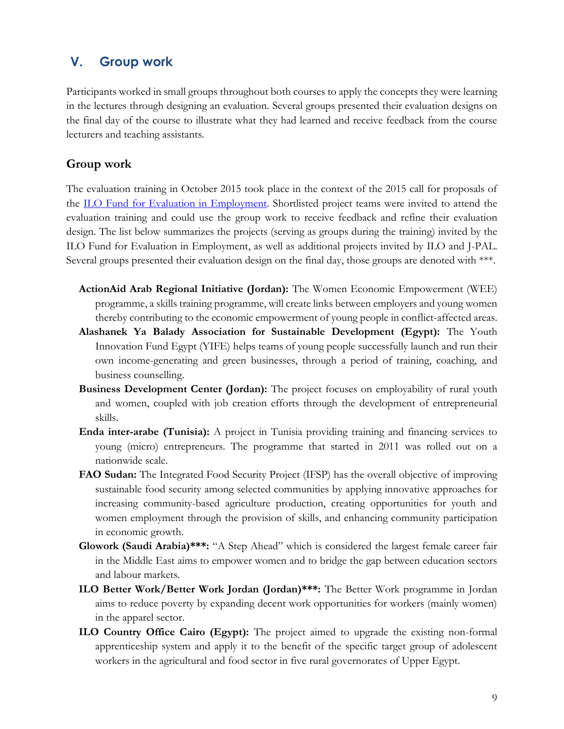## V. Group work

Participants worked in small groups throughout both courses to apply the concepts they were learning in the lectures through designing an evaluation. Several groups presented their evaluation designs on the final day of the course to illustrate what they had learned and receive feedback from the course lecturers and teaching assistants.

### Group work

The evaluation training in October 2015 took place in the context of the 2015 call for proposals of the ILO Fund for Evaluation in Employment. Shortlisted project teams were invited to attend the evaluation training and could use the group work to receive feedback and refine their evaluation design. The list below summarizes the projects (serving as groups during the training) invited by the ILO Fund for Evaluation in Employment, as well as additional projects invited by ILO and J-PAL. Several groups presented their evaluation design on the final day, those groups are denoted with ***.

- **ActionAid Arab Regional Initiative (Jordan):** The Women Economic Empowerment (WEE) programme, a skills training programme, will create links between employers and young women thereby contributing to the economic empowerment of young people in conflict-affected areas.
- **Alashanek Ya Balady Association for Sustainable Development (Egypt):** The Youth Innovation Fund Egypt (YIFE) helps teams of young people successfully launch and run their own income-generating and green businesses, through a period of training, coaching, and business counselling.
- **Business Development Center (Jordan):** The project focuses on employability of rural youth and women, coupled with job creation efforts through the development of entrepreneurial skills.
- **Enda inter-arabe (Tunisia):** A project in Tunisia providing training and financing services to young (micro) entrepreneurs. The programme that started in 2011 was rolled out on a nationwide scale.
- **FAO Sudan:** The Integrated Food Security Project (IFSP) has the overall objective of improving sustainable food security among selected communities by applying innovative approaches for increasing community-based agriculture production, creating opportunities for youth and women employment through the provision of skills, and enhancing community participation in economic growth.
- **Glowork (Saudi Arabia)***:** "A Step Ahead" which is considered the largest female career fair in the Middle East aims to empower women and to bridge the gap between education sectors and labour markets.
- **ILO Better Work/Better Work Jordan (Jordan)***:** The Better Work programme in Jordan aims to reduce poverty by expanding decent work opportunities for workers (mainly women) in the apparel sector.
- **ILO Country Office Cairo (Egypt):** The project aimed to upgrade the existing non-formal apprenticeship system and apply it to the benefit of the specific target group of adolescent workers in the agricultural and food sector in five rural governorates of Upper Egypt.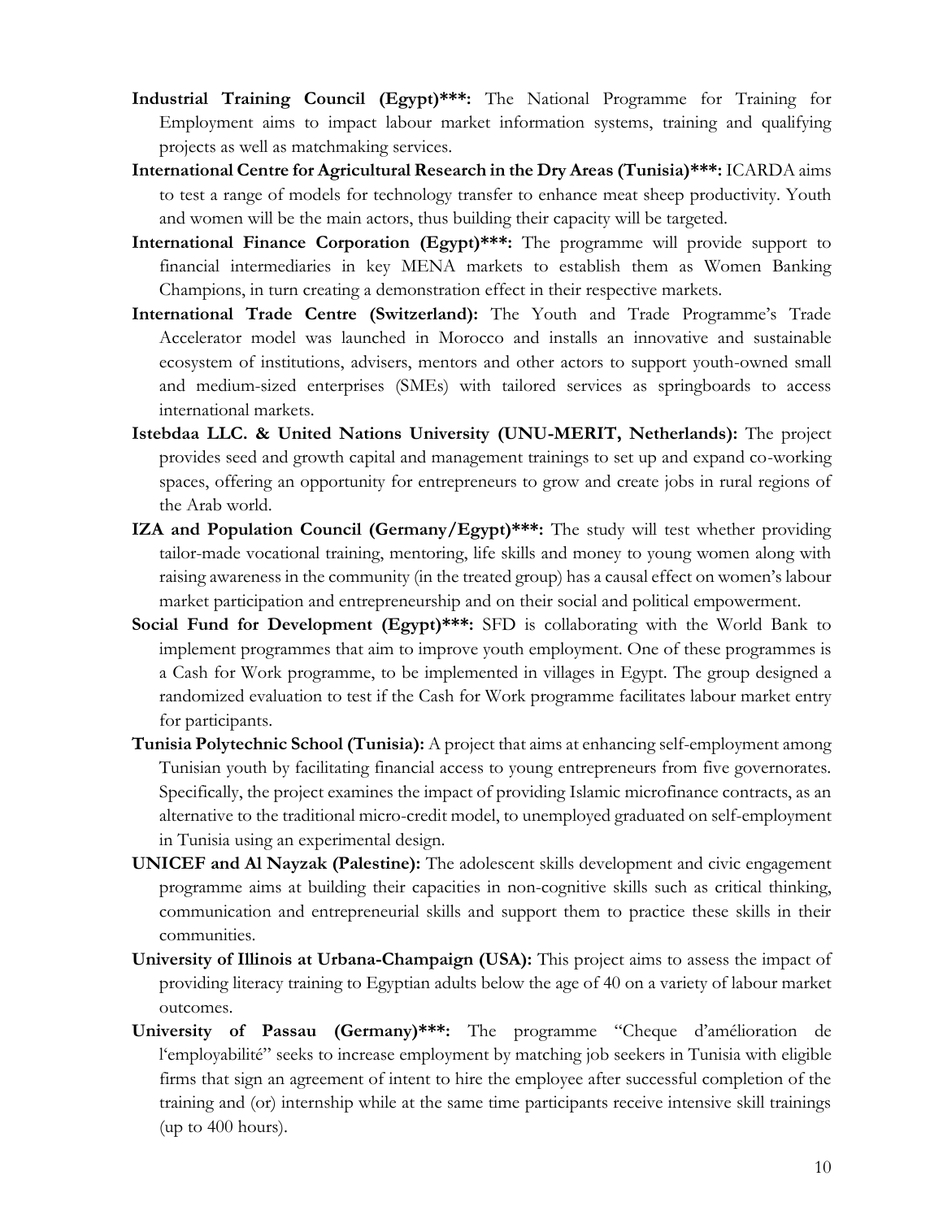**Industrial Training Council (Egypt)\*\*\*:** The National Programme for Training for Employment aims to impact labour market information systems, training and qualifying projects as well as matchmaking services.

**International Centre for Agricultural Research in the Dry Areas (Tunisia)\*\*\*:** ICARDA aims to test a range of models for technology transfer to enhance meat sheep productivity. Youth and women will be the main actors, thus building their capacity will be targeted.

**International Finance Corporation (Egypt)\*\*\*:** The programme will provide support to financial intermediaries in key MENA markets to establish them as Women Banking Champions, in turn creating a demonstration effect in their respective markets.

**International Trade Centre (Switzerland):** The Youth and Trade Programme's Trade Accelerator model was launched in Morocco and installs an innovative and sustainable ecosystem of institutions, advisers, mentors and other actors to support youth-owned small and medium-sized enterprises (SMEs) with tailored services as springboards to access international markets.

**Istebdaa LLC. & United Nations University (UNU-MERIT, Netherlands):** The project provides seed and growth capital and management trainings to set up and expand co-working spaces, offering an opportunity for entrepreneurs to grow and create jobs in rural regions of the Arab world.

**IZA and Population Council (Germany/Egypt)\*\*\*:** The study will test whether providing tailor-made vocational training, mentoring, life skills and money to young women along with raising awareness in the community (in the treated group) has a causal effect on women's labour market participation and entrepreneurship and on their social and political empowerment.

**Social Fund for Development (Egypt)\*\*\*:** SFD is collaborating with the World Bank to implement programmes that aim to improve youth employment. One of these programmes is a Cash for Work programme, to be implemented in villages in Egypt. The group designed a randomized evaluation to test if the Cash for Work programme facilitates labour market entry for participants.

**Tunisia Polytechnic School (Tunisia):** A project that aims at enhancing self-employment among Tunisian youth by facilitating financial access to young entrepreneurs from five governorates. Specifically, the project examines the impact of providing Islamic microfinance contracts, as an alternative to the traditional micro-credit model, to unemployed graduated on self-employment in Tunisia using an experimental design.

**UNICEF and Al Nayzak (Palestine):** The adolescent skills development and civic engagement programme aims at building their capacities in non-cognitive skills such as critical thinking, communication and entrepreneurial skills and support them to practice these skills in their communities.

**University of Illinois at Urbana-Champaign (USA):** This project aims to assess the impact of providing literacy training to Egyptian adults below the age of 40 on a variety of labour market outcomes.

**University of Passau (Germany)\*\*\*:** The programme "Cheque d'amélioration de l'employabilité" seeks to increase employment by matching job seekers in Tunisia with eligible firms that sign an agreement of intent to hire the employee after successful completion of the training and (or) internship while at the same time participants receive intensive skill trainings (up to 400 hours).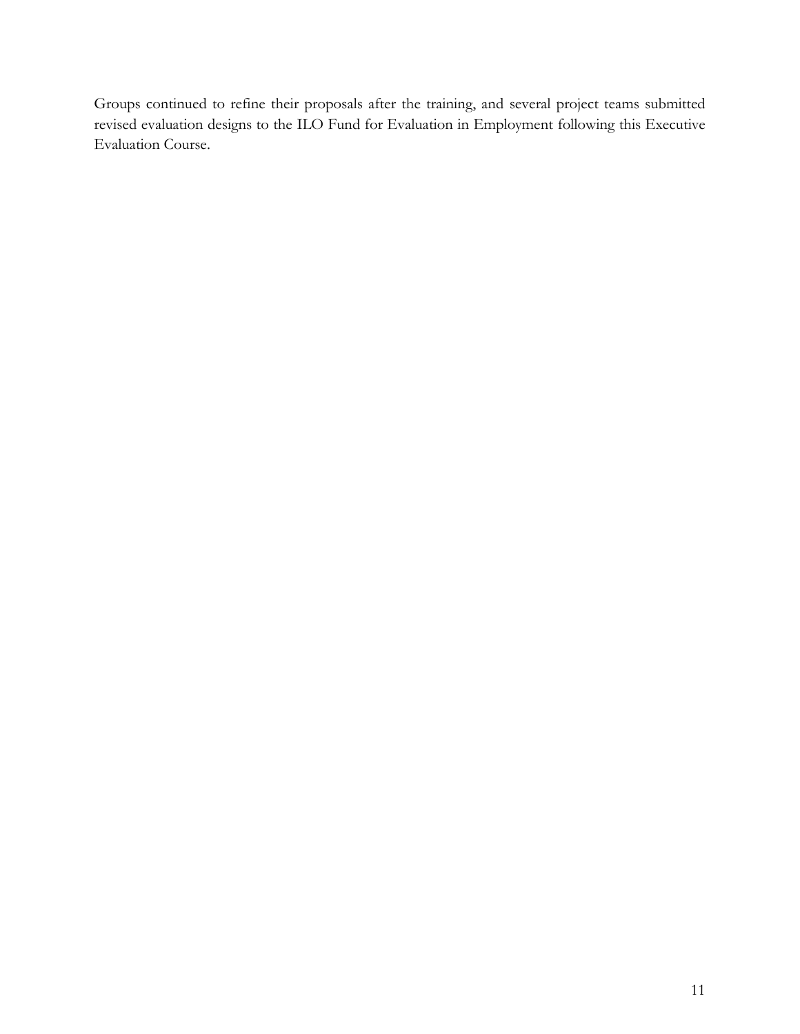Groups continued to refine their proposals after the training, and several project teams submitted revised evaluation designs to the ILO Fund for Evaluation in Employment following this Executive Evaluation Course.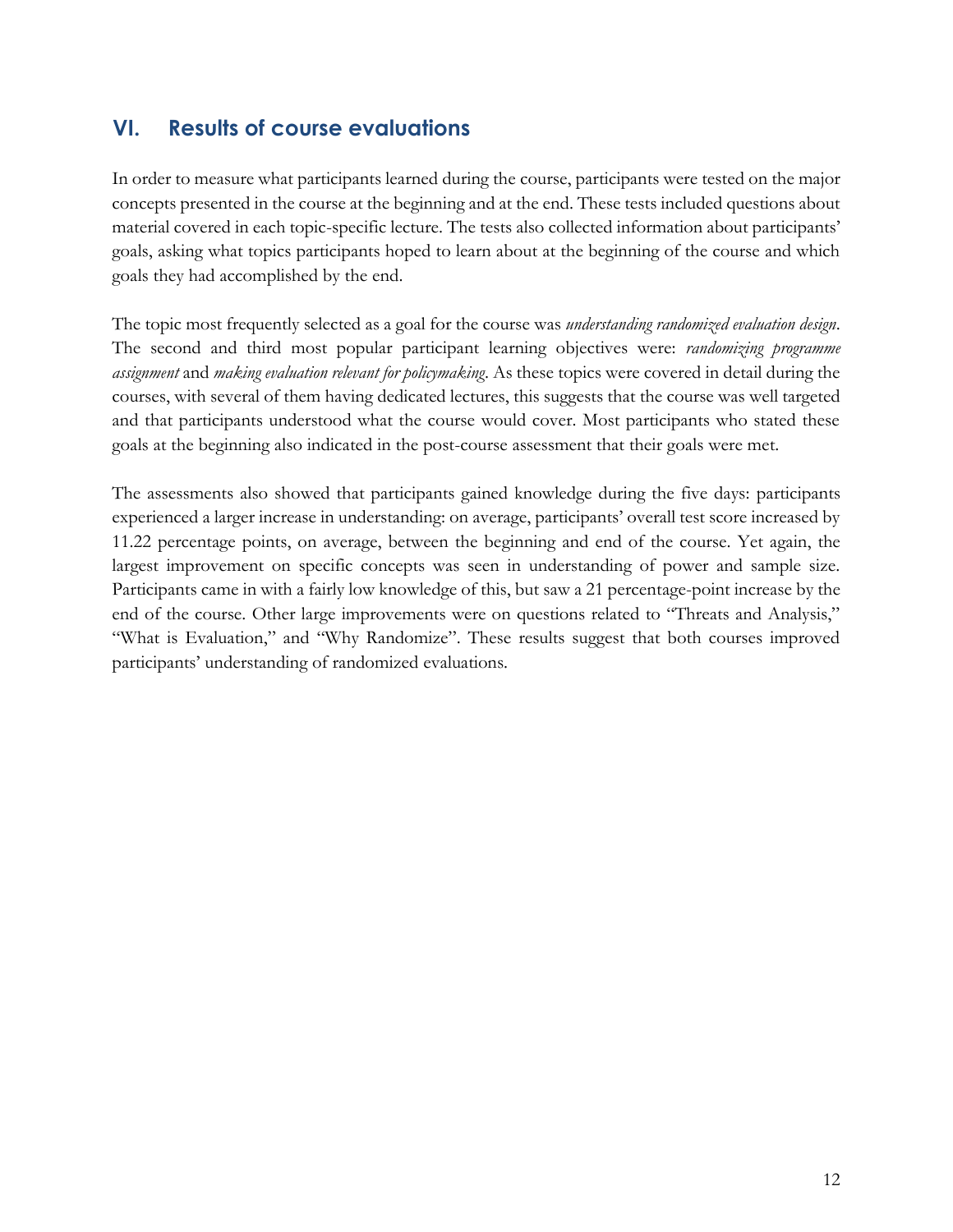## VI. Results of course evaluations

In order to measure what participants learned during the course, participants were tested on the major concepts presented in the course at the beginning and at the end. These tests included questions about material covered in each topic-specific lecture. The tests also collected information about participants' goals, asking what topics participants hoped to learn about at the beginning of the course and which goals they had accomplished by the end.

The topic most frequently selected as a goal for the course was *understanding randomized evaluation design*. The second and third most popular participant learning objectives were: *randomizing programme assignment* and *making evaluation relevant for policymaking*. As these topics were covered in detail during the courses, with several of them having dedicated lectures, this suggests that the course was well targeted and that participants understood what the course would cover. Most participants who stated these goals at the beginning also indicated in the post-course assessment that their goals were met.

The assessments also showed that participants gained knowledge during the five days: participants experienced a larger increase in understanding: on average, participants' overall test score increased by 11.22 percentage points, on average, between the beginning and end of the course. Yet again, the largest improvement on specific concepts was seen in understanding of power and sample size. Participants came in with a fairly low knowledge of this, but saw a 21 percentage-point increase by the end of the course. Other large improvements were on questions related to "Threats and Analysis," "What is Evaluation," and "Why Randomize". These results suggest that both courses improved participants' understanding of randomized evaluations.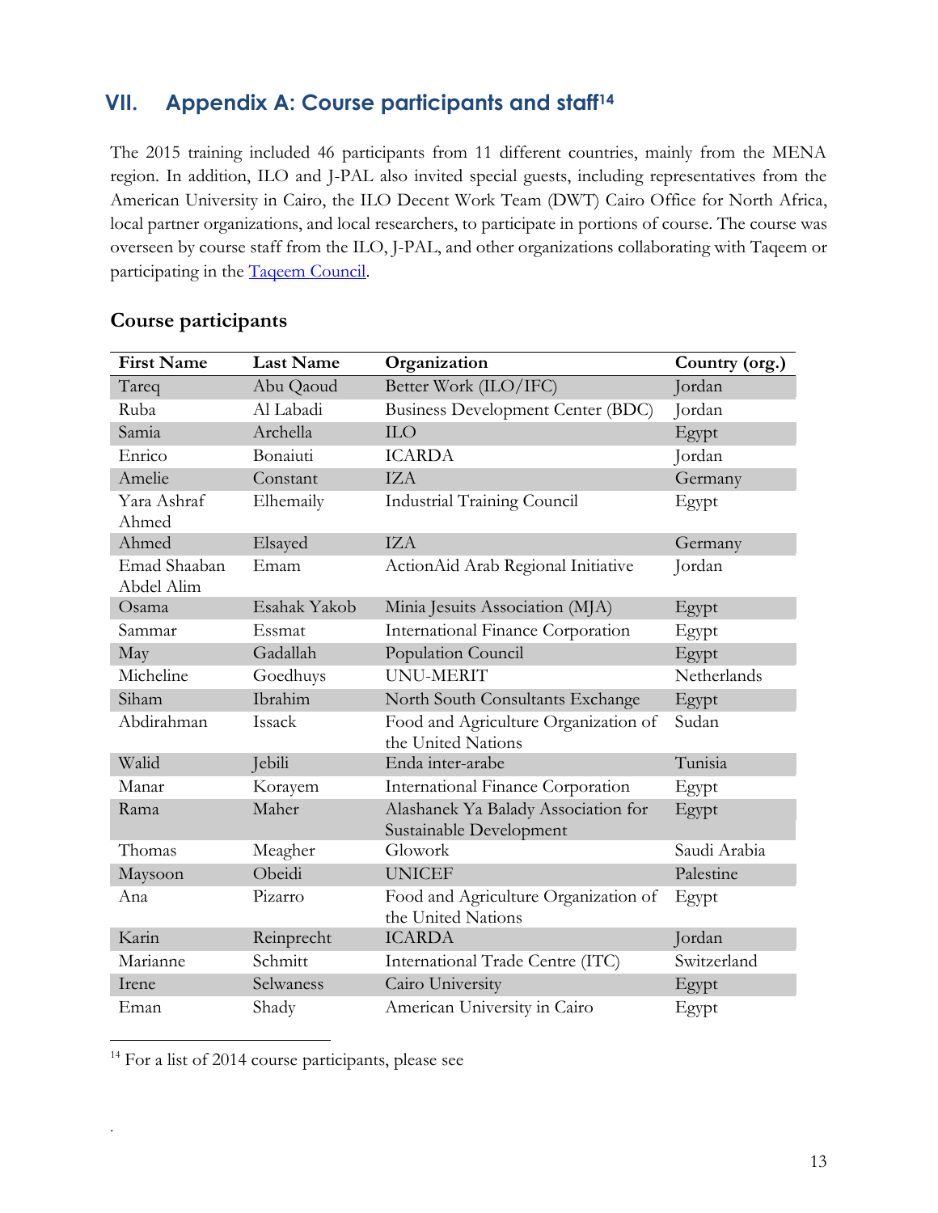## VII. Appendix A: Course participants and staff[14]

The 2015 training included 46 participants from 11 different countries, mainly from the MENA region. In addition, ILO and J-PAL also invited special guests, including representatives from the American University in Cairo, the ILO Decent Work Team (DWT) Cairo Office for North Africa, local partner organizations, and local researchers, to participate in portions of course. The course was overseen by course staff from the ILO, J-PAL, and other organizations collaborating with Taqeem or participating in the Taqeem Council.

### Course participants

| First Name | Last Name | Organization | Country (org.) |
|---|---|---|---|
| Tareq | Abu Qaoud | Better Work (ILO/IFC) | Jordan |
| Ruba | Al Labadi | Business Development Center (BDC) | Jordan |
| Samia | Archella | ILO | Egypt |
| Enrico | Bonaiuti | ICARDA | Jordan |
| Amelie | Constant | IZA | Germany |
| Yara Ashraf Ahmed | Elhemaily | Industrial Training Council | Egypt |
| Ahmed | Elsayed | IZA | Germany |
| Emad Shaaban Abdel Alim | Emam | ActionAid Arab Regional Initiative | Jordan |
| Osama | Esahak Yakob | Minia Jesuits Association (MJA) | Egypt |
| Sammar | Essmat | International Finance Corporation | Egypt |
| May | Gadallah | Population Council | Egypt |
| Micheline | Goedhuys | UNU-MERIT | Netherlands |
| Siham | Ibrahim | North South Consultants Exchange | Egypt |
| Abdirahman | Issack | Food and Agriculture Organization of the United Nations | Sudan |
| Walid | Jebili | Enda inter-arabe | Tunisia |
| Manar | Korayem | International Finance Corporation | Egypt |
| Rama | Maher | Alashanek Ya Balady Association for Sustainable Development | Egypt |
| Thomas | Meagher | Glowork | Saudi Arabia |
| Maysoon | Obeidi | UNICEF | Palestine |
| Ana | Pizarro | Food and Agriculture Organization of the United Nations | Egypt |
| Karin | Reinprecht | ICARDA | Jordan |
| Marianne | Schmitt | International Trade Centre (ITC) | Switzerland |
| Irene | Selwaness | Cairo University | Egypt |
| Eman | Shady | American University in Cairo | Egypt |

[14] For a list of 2014 course participants, please see

.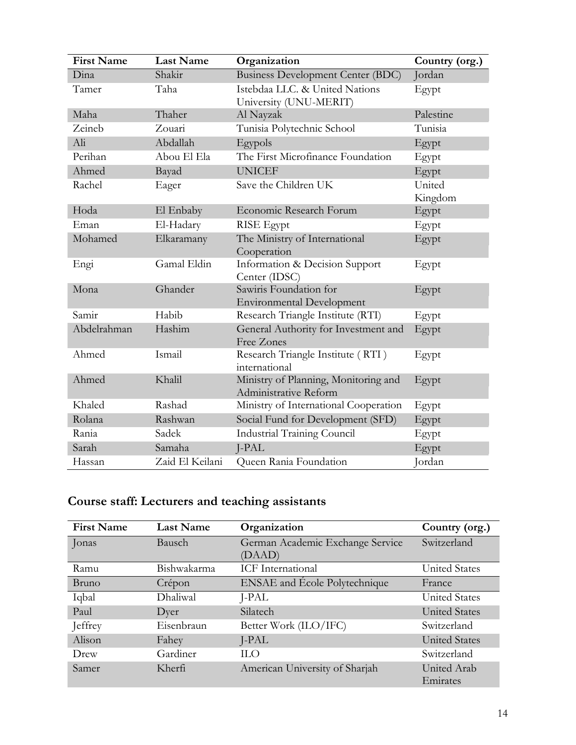| First Name | Last Name | Organization | Country (org.) |
| --- | --- | --- | --- |
| Dina | Shakir | Business Development Center (BDC) | Jordan |
| Tamer | Taha | Istebdaa LLC. & United Nations University (UNU-MERIT) | Egypt |
| Maha | Thaher | Al Nayzak | Palestine |
| Zeineb | Zouari | Tunisia Polytechnic School | Tunisia |
| Ali | Abdallah | Egypols | Egypt |
| Perihan | Abou El Ela | The First Microfinance Foundation | Egypt |
| Ahmed | Bayad | UNICEF | Egypt |
| Rachel | Eager | Save the Children UK | United Kingdom |
| Hoda | El Enbaby | Economic Research Forum | Egypt |
| Eman | El-Hadary | RISE Egypt | Egypt |
| Mohamed | Elkaramany | The Ministry of International Cooperation | Egypt |
| Engi | Gamal Eldin | Information & Decision Support Center (IDSC) | Egypt |
| Mona | Ghander | Sawiris Foundation for Environmental Development | Egypt |
| Samir | Habib | Research Triangle Institute (RTI) | Egypt |
| Abdelrahman | Hashim | General Authority for Investment and Free Zones | Egypt |
| Ahmed | Ismail | Research Triangle Institute ( RTI ) international | Egypt |
| Ahmed | Khalil | Ministry of Planning, Monitoring and Administrative Reform | Egypt |
| Khaled | Rashad | Ministry of International Cooperation | Egypt |
| Rolana | Rashwan | Social Fund for Development (SFD) | Egypt |
| Rania | Sadek | Industrial Training Council | Egypt |
| Sarah | Samaha | J-PAL | Egypt |
| Hassan | Zaid El Keilani | Queen Rania Foundation | Jordan |

## Course staff: Lecturers and teaching assistants

| First Name | Last Name | Organization | Country (org.) |
| --- | --- | --- | --- |
| Jonas | Bausch | German Academic Exchange Service (DAAD) | Switzerland |
| Ramu | Bishwakarma | ICF International | United States |
| Bruno | Crépon | ENSAE and École Polytechnique | France |
| Iqbal | Dhaliwal | J-PAL | United States |
| Paul | Dyer | Silatech | United States |
| Jeffrey | Eisenbraun | Better Work (ILO/IFC) | Switzerland |
| Alison | Fahey | J-PAL | United States |
| Drew | Gardiner | ILO | Switzerland |
| Samer | Kherfi | American University of Sharjah | United Arab Emirates |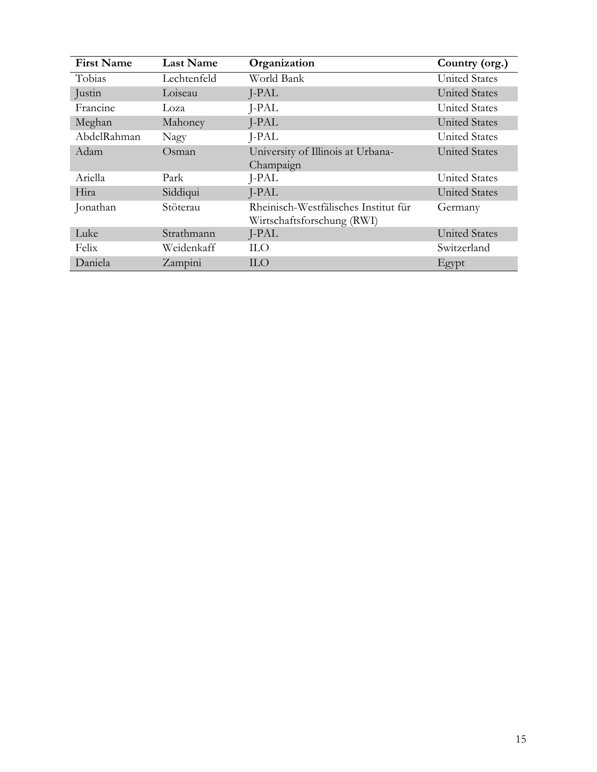| First Name | Last Name | Organization | Country (org.) |
| --- | --- | --- | --- |
| Tobias | Lechtenfeld | World Bank | United States |
| Justin | Loiseau | J-PAL | United States |
| Francine | Loza | J-PAL | United States |
| Meghan | Mahoney | J-PAL | United States |
| AbdelRahman | Nagy | J-PAL | United States |
| Adam | Osman | University of Illinois at Urbana-Champaign | United States |
| Ariella | Park | J-PAL | United States |
| Hira | Siddiqui | J-PAL | United States |
| Jonathan | Stöterau | Rheinisch-Westfälisches Institut für Wirtschaftsforschung (RWI) | Germany |
| Luke | Strathmann | J-PAL | United States |
| Felix | Weidenkaff | ILO | Switzerland |
| Daniela | Zampini | ILO | Egypt |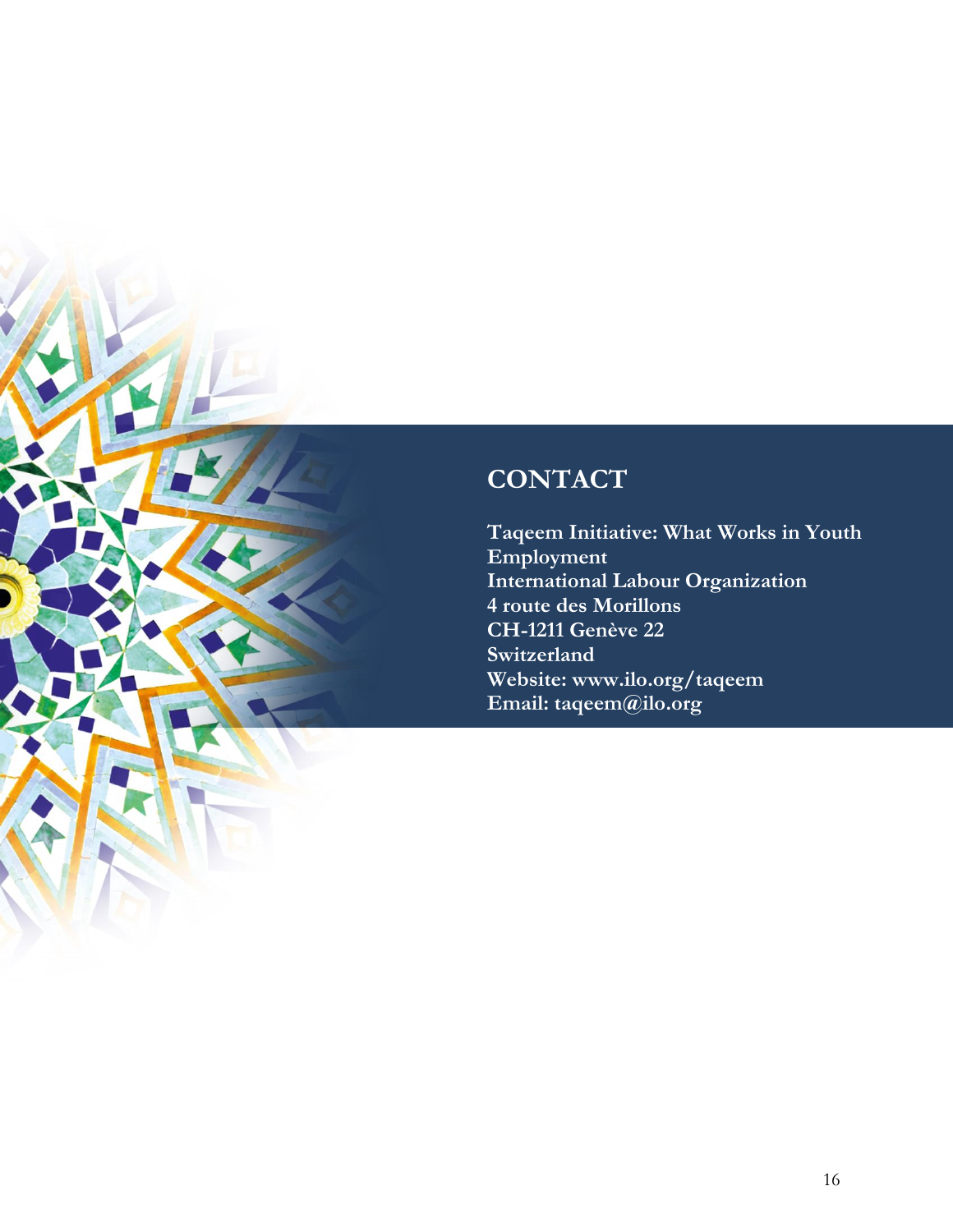# CONTACT

**Taqeem Initiative: What Works in Youth Employment**
**International Labour Organization**
**4 route des Morillons**
**CH-1211 Genève 22**
**Switzerland**
**Website: www.ilo.org/taqeem**
**Email: taqeem@ilo.org**